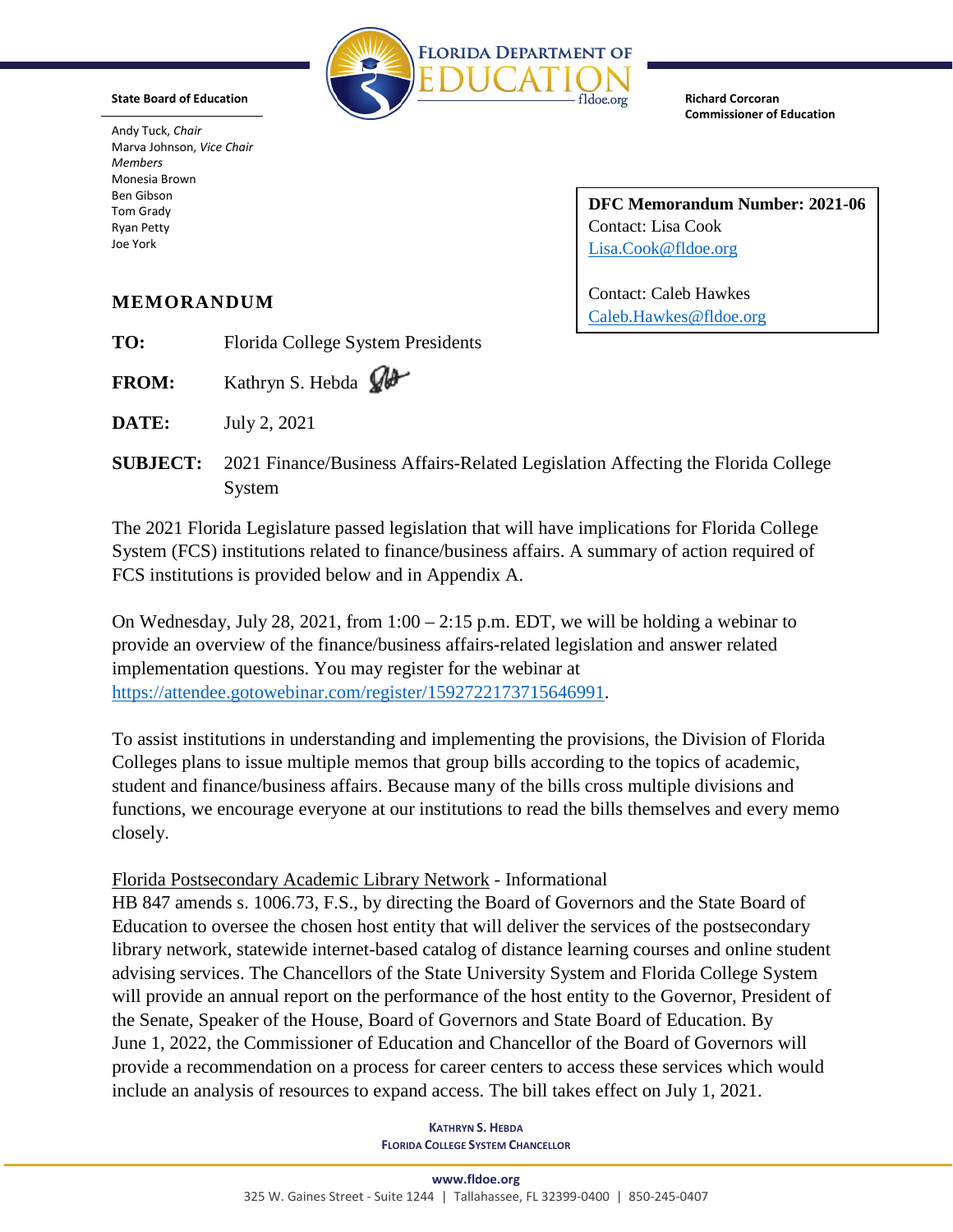**State Board of Education**

Andy Tuck, *Chair*
Marva Johnson, *Vice Chair*
*Members*
Monesia Brown
Ben Gibson
Tom Grady
Ryan Petty
Joe York

**FLORIDA DEPARTMENT OF EDUCATION**
fldoe.org

**Richard Corcoran**
**Commissioner of Education**

**DFC Memorandum Number: 2021-06**
Contact: Lisa Cook
Lisa.Cook@fldoe.org

Contact: Caleb Hawkes
Caleb.Hawkes@fldoe.org

# MEMORANDUM

**TO:** Florida College System Presidents

**FROM:** Kathryn S. Hebda

**DATE:** July 2, 2021

**SUBJECT:** 2021 Finance/Business Affairs-Related Legislation Affecting the Florida College System

The 2021 Florida Legislature passed legislation that will have implications for Florida College System (FCS) institutions related to finance/business affairs. A summary of action required of FCS institutions is provided below and in Appendix A.

On Wednesday, July 28, 2021, from 1:00 – 2:15 p.m. EDT, we will be holding a webinar to provide an overview of the finance/business affairs-related legislation and answer related implementation questions. You may register for the webinar at https://attendee.gotowebinar.com/register/1592722173715646991.

To assist institutions in understanding and implementing the provisions, the Division of Florida Colleges plans to issue multiple memos that group bills according to the topics of academic, student and finance/business affairs. Because many of the bills cross multiple divisions and functions, we encourage everyone at our institutions to read the bills themselves and every memo closely.

Florida Postsecondary Academic Library Network - Informational
HB 847 amends s. 1006.73, F.S., by directing the Board of Governors and the State Board of Education to oversee the chosen host entity that will deliver the services of the postsecondary library network, statewide internet-based catalog of distance learning courses and online student advising services. The Chancellors of the State University System and Florida College System will provide an annual report on the performance of the host entity to the Governor, President of the Senate, Speaker of the House, Board of Governors and State Board of Education. By June 1, 2022, the Commissioner of Education and Chancellor of the Board of Governors will provide a recommendation on a process for career centers to access these services which would include an analysis of resources to expand access. The bill takes effect on July 1, 2021.

**KATHRYN S. HEBDA**
**FLORIDA COLLEGE SYSTEM CHANCELLOR**

**www.fldoe.org**
325 W. Gaines Street - Suite 1244 | Tallahassee, FL 32399-0400 | 850-245-0407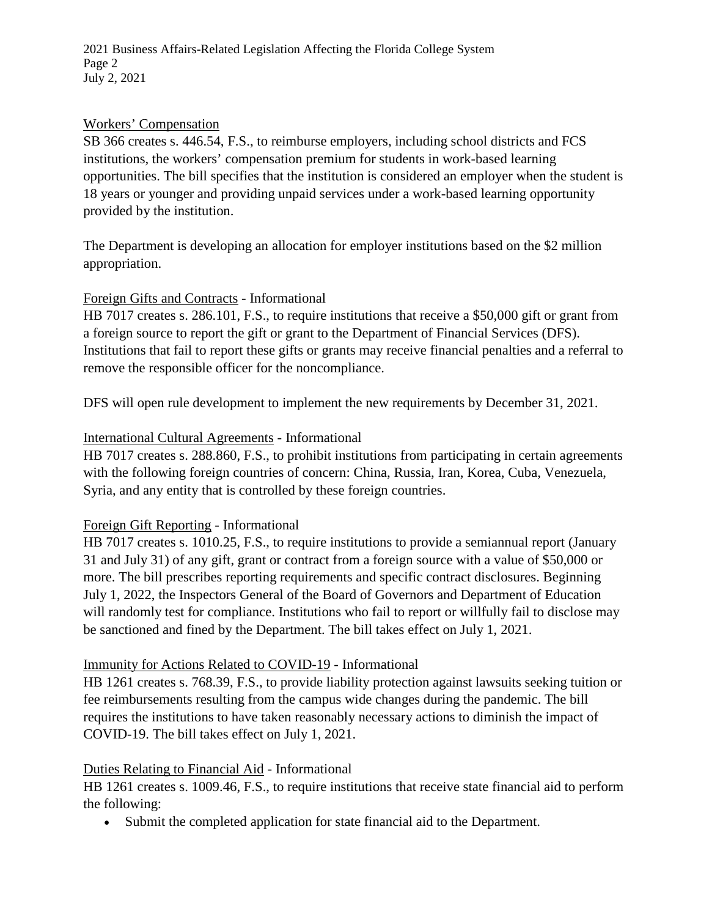Workers' Compensation

SB 366 creates s. 446.54, F.S., to reimburse employers, including school districts and FCS institutions, the workers' compensation premium for students in work-based learning opportunities. The bill specifies that the institution is considered an employer when the student is 18 years or younger and providing unpaid services under a work-based learning opportunity provided by the institution.

The Department is developing an allocation for employer institutions based on the $2 million appropriation.

Foreign Gifts and Contracts - Informational

HB 7017 creates s. 286.101, F.S., to require institutions that receive a $50,000 gift or grant from a foreign source to report the gift or grant to the Department of Financial Services (DFS). Institutions that fail to report these gifts or grants may receive financial penalties and a referral to remove the responsible officer for the noncompliance.

DFS will open rule development to implement the new requirements by December 31, 2021.

International Cultural Agreements - Informational

HB 7017 creates s. 288.860, F.S., to prohibit institutions from participating in certain agreements with the following foreign countries of concern: China, Russia, Iran, Korea, Cuba, Venezuela, Syria, and any entity that is controlled by these foreign countries.

Foreign Gift Reporting - Informational

HB 7017 creates s. 1010.25, F.S., to require institutions to provide a semiannual report (January 31 and July 31) of any gift, grant or contract from a foreign source with a value of $50,000 or more. The bill prescribes reporting requirements and specific contract disclosures. Beginning July 1, 2022, the Inspectors General of the Board of Governors and Department of Education will randomly test for compliance. Institutions who fail to report or willfully fail to disclose may be sanctioned and fined by the Department. The bill takes effect on July 1, 2021.

Immunity for Actions Related to COVID-19 - Informational

HB 1261 creates s. 768.39, F.S., to provide liability protection against lawsuits seeking tuition or fee reimbursements resulting from the campus wide changes during the pandemic. The bill requires the institutions to have taken reasonably necessary actions to diminish the impact of COVID-19. The bill takes effect on July 1, 2021.

Duties Relating to Financial Aid - Informational

HB 1261 creates s. 1009.46, F.S., to require institutions that receive state financial aid to perform the following:

- Submit the completed application for state financial aid to the Department.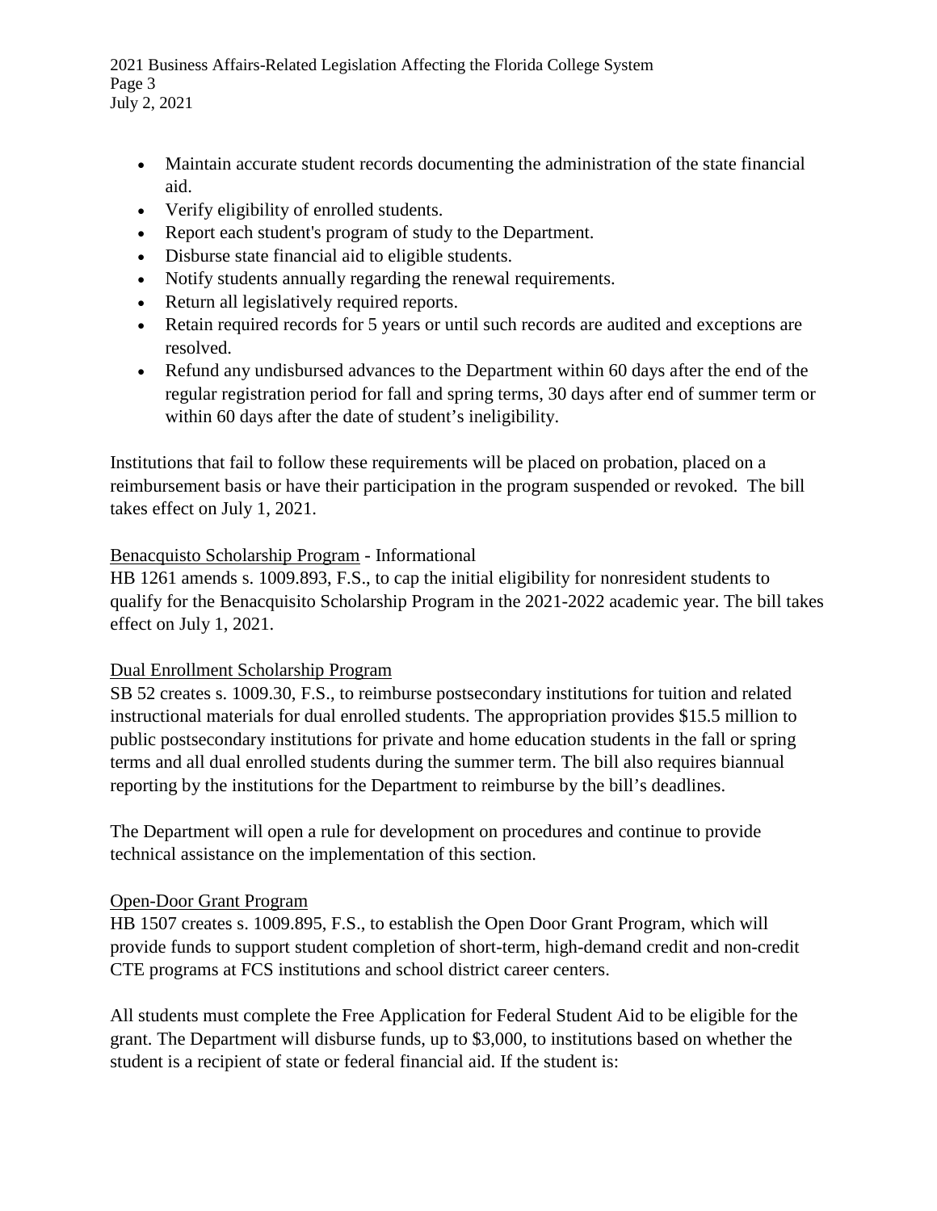- Maintain accurate student records documenting the administration of the state financial aid.
- Verify eligibility of enrolled students.
- Report each student's program of study to the Department.
- Disburse state financial aid to eligible students.
- Notify students annually regarding the renewal requirements.
- Return all legislatively required reports.
- Retain required records for 5 years or until such records are audited and exceptions are resolved.
- Refund any undisbursed advances to the Department within 60 days after the end of the regular registration period for fall and spring terms, 30 days after end of summer term or within 60 days after the date of student's ineligibility.

Institutions that fail to follow these requirements will be placed on probation, placed on a reimbursement basis or have their participation in the program suspended or revoked. The bill takes effect on July 1, 2021.

<u>Benacquisto Scholarship Program</u> - Informational

HB 1261 amends s. 1009.893, F.S., to cap the initial eligibility for nonresident students to qualify for the Benacquisito Scholarship Program in the 2021-2022 academic year. The bill takes effect on July 1, 2021.

<u>Dual Enrollment Scholarship Program</u>

SB 52 creates s. 1009.30, F.S., to reimburse postsecondary institutions for tuition and related instructional materials for dual enrolled students. The appropriation provides $15.5 million to public postsecondary institutions for private and home education students in the fall or spring terms and all dual enrolled students during the summer term. The bill also requires biannual reporting by the institutions for the Department to reimburse by the bill's deadlines.

The Department will open a rule for development on procedures and continue to provide technical assistance on the implementation of this section.

<u>Open-Door Grant Program</u>

HB 1507 creates s. 1009.895, F.S., to establish the Open Door Grant Program, which will provide funds to support student completion of short-term, high-demand credit and non-credit CTE programs at FCS institutions and school district career centers.

All students must complete the Free Application for Federal Student Aid to be eligible for the grant. The Department will disburse funds, up to $3,000, to institutions based on whether the student is a recipient of state or federal financial aid. If the student is: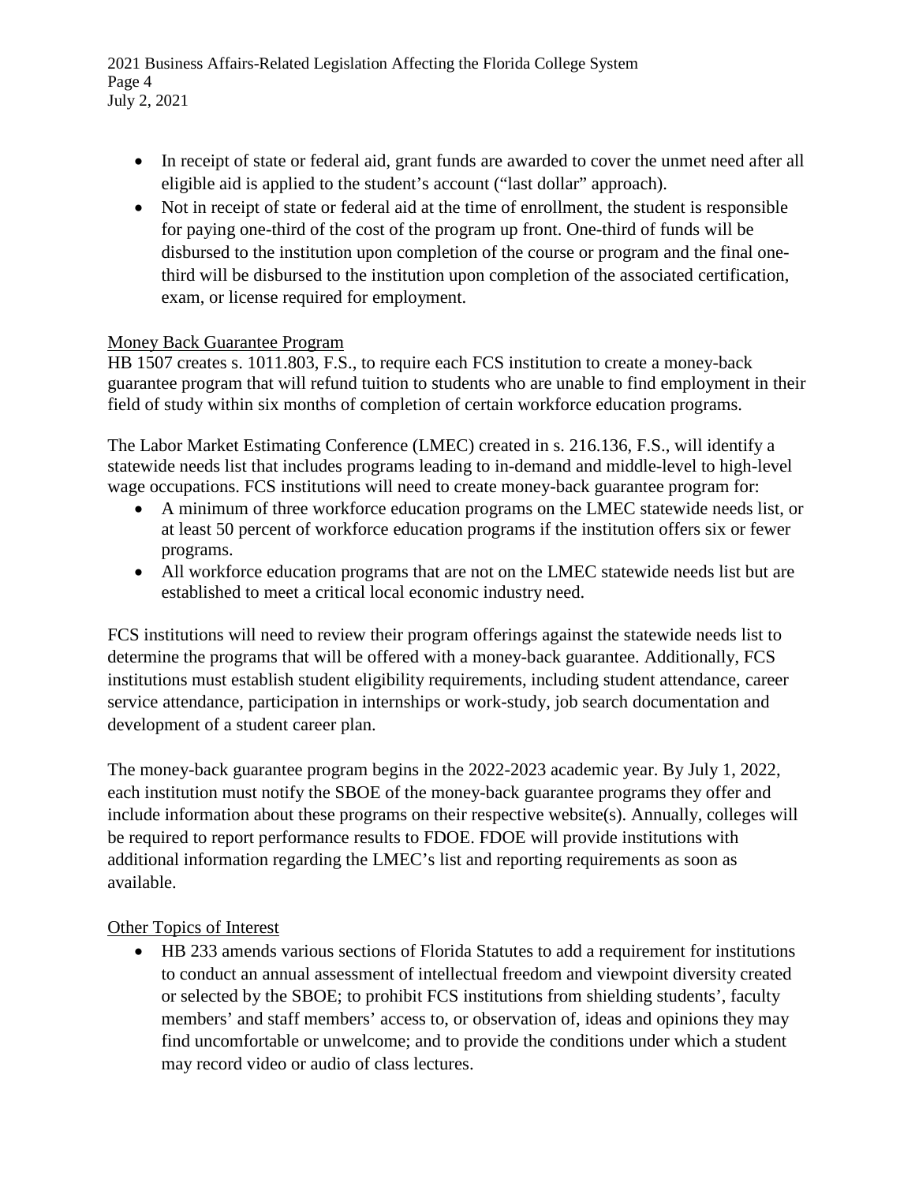- In receipt of state or federal aid, grant funds are awarded to cover the unmet need after all eligible aid is applied to the student's account ("last dollar" approach).
- Not in receipt of state or federal aid at the time of enrollment, the student is responsible for paying one-third of the cost of the program up front. One-third of funds will be disbursed to the institution upon completion of the course or program and the final one-third will be disbursed to the institution upon completion of the associated certification, exam, or license required for employment.

<u>Money Back Guarantee Program</u>

HB 1507 creates s. 1011.803, F.S., to require each FCS institution to create a money-back guarantee program that will refund tuition to students who are unable to find employment in their field of study within six months of completion of certain workforce education programs.

The Labor Market Estimating Conference (LMEC) created in s. 216.136, F.S., will identify a statewide needs list that includes programs leading to in-demand and middle-level to high-level wage occupations. FCS institutions will need to create money-back guarantee program for:

- A minimum of three workforce education programs on the LMEC statewide needs list, or at least 50 percent of workforce education programs if the institution offers six or fewer programs.
- All workforce education programs that are not on the LMEC statewide needs list but are established to meet a critical local economic industry need.

FCS institutions will need to review their program offerings against the statewide needs list to determine the programs that will be offered with a money-back guarantee. Additionally, FCS institutions must establish student eligibility requirements, including student attendance, career service attendance, participation in internships or work-study, job search documentation and development of a student career plan.

The money-back guarantee program begins in the 2022-2023 academic year. By July 1, 2022, each institution must notify the SBOE of the money-back guarantee programs they offer and include information about these programs on their respective website(s). Annually, colleges will be required to report performance results to FDOE. FDOE will provide institutions with additional information regarding the LMEC's list and reporting requirements as soon as available.

<u>Other Topics of Interest</u>

- HB 233 amends various sections of Florida Statutes to add a requirement for institutions to conduct an annual assessment of intellectual freedom and viewpoint diversity created or selected by the SBOE; to prohibit FCS institutions from shielding students', faculty members' and staff members' access to, or observation of, ideas and opinions they may find uncomfortable or unwelcome; and to provide the conditions under which a student may record video or audio of class lectures.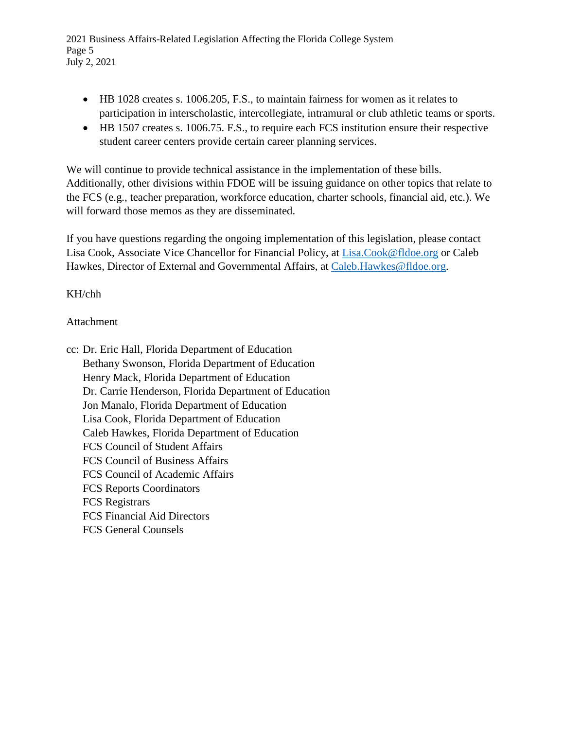- HB 1028 creates s. 1006.205, F.S., to maintain fairness for women as it relates to participation in interscholastic, intercollegiate, intramural or club athletic teams or sports.
- HB 1507 creates s. 1006.75. F.S., to require each FCS institution ensure their respective student career centers provide certain career planning services.

We will continue to provide technical assistance in the implementation of these bills. Additionally, other divisions within FDOE will be issuing guidance on other topics that relate to the FCS (e.g., teacher preparation, workforce education, charter schools, financial aid, etc.). We will forward those memos as they are disseminated.

If you have questions regarding the ongoing implementation of this legislation, please contact Lisa Cook, Associate Vice Chancellor for Financial Policy, at [Lisa.Cook@fldoe.org](mailto:Lisa.Cook@fldoe.org) or Caleb Hawkes, Director of External and Governmental Affairs, at [Caleb.Hawkes@fldoe.org](mailto:Caleb.Hawkes@fldoe.org).

KH/chh

Attachment

cc: Dr. Eric Hall, Florida Department of Education
Bethany Swonson, Florida Department of Education
Henry Mack, Florida Department of Education
Dr. Carrie Henderson, Florida Department of Education
Jon Manalo, Florida Department of Education
Lisa Cook, Florida Department of Education
Caleb Hawkes, Florida Department of Education
FCS Council of Student Affairs
FCS Council of Business Affairs
FCS Council of Academic Affairs
FCS Reports Coordinators
FCS Registrars
FCS Financial Aid Directors
FCS General Counsels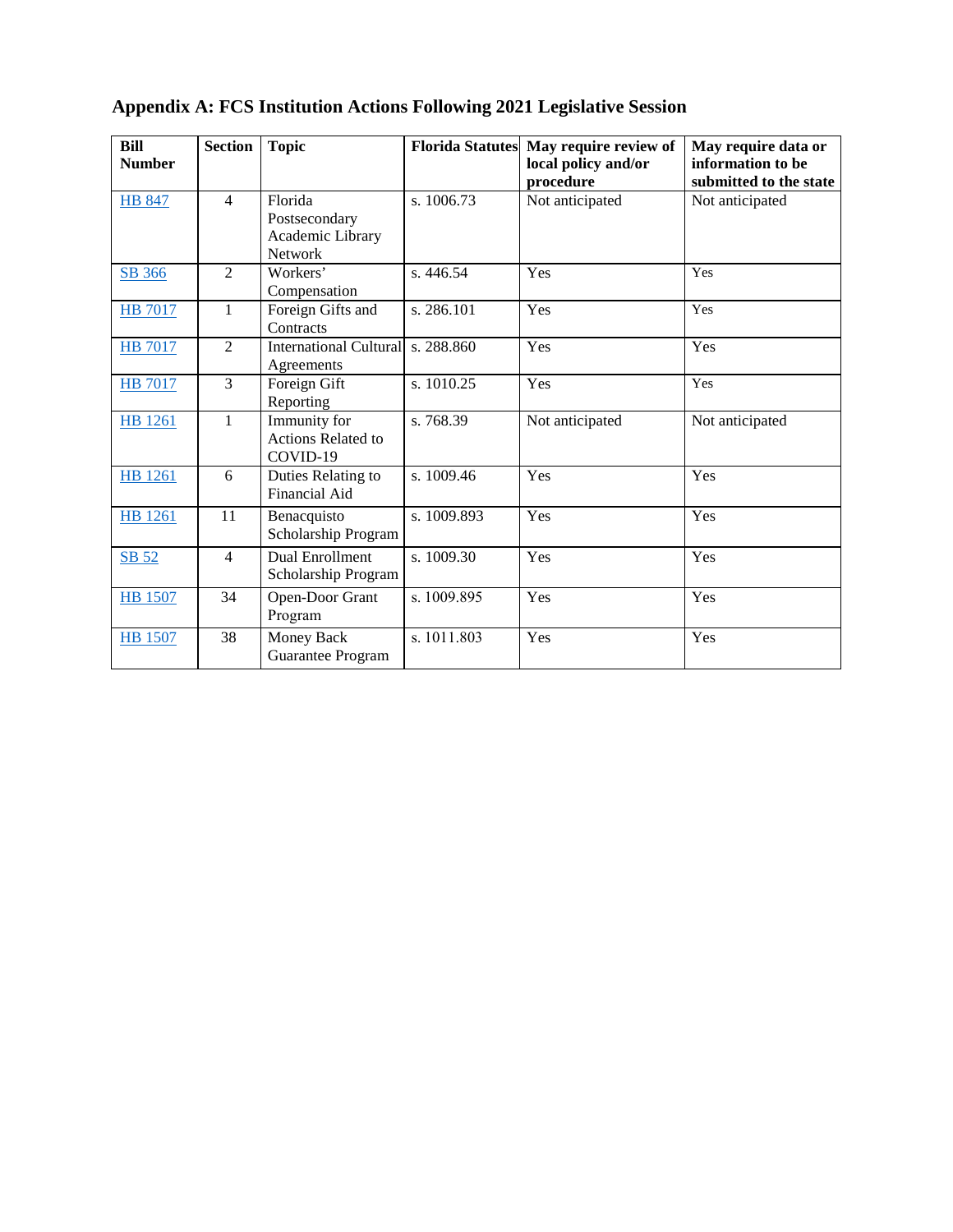## Appendix A: FCS Institution Actions Following 2021 Legislative Session

| Bill Number | Section | Topic | Florida Statutes | May require review of local policy and/or procedure | May require data or information to be submitted to the state |
|---|---|---|---|---|---|
| HB 847 | 4 | Florida Postsecondary Academic Library Network | s. 1006.73 | Not anticipated | Not anticipated |
| SB 366 | 2 | Workers' Compensation | s. 446.54 | Yes | Yes |
| HB 7017 | 1 | Foreign Gifts and Contracts | s. 286.101 | Yes | Yes |
| HB 7017 | 2 | International Cultural Agreements | s. 288.860 | Yes | Yes |
| HB 7017 | 3 | Foreign Gift Reporting | s. 1010.25 | Yes | Yes |
| HB 1261 | 1 | Immunity for Actions Related to COVID-19 | s. 768.39 | Not anticipated | Not anticipated |
| HB 1261 | 6 | Duties Relating to Financial Aid | s. 1009.46 | Yes | Yes |
| HB 1261 | 11 | Benacquisto Scholarship Program | s. 1009.893 | Yes | Yes |
| SB 52 | 4 | Dual Enrollment Scholarship Program | s. 1009.30 | Yes | Yes |
| HB 1507 | 34 | Open-Door Grant Program | s. 1009.895 | Yes | Yes |
| HB 1507 | 38 | Money Back Guarantee Program | s. 1011.803 | Yes | Yes |